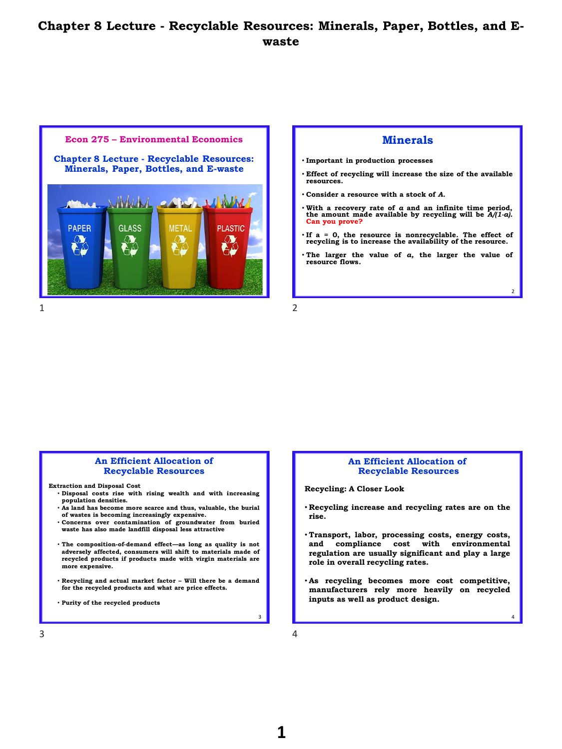# Chapter 8 Lecture - Recyclable Resources: Minerals, Paper, Bottles, and E-waste

## Econ 275 – Environmental Economics

### Chapter 8 Lecture - Recyclable Resources: Minerals, Paper, Bottles, and E-waste

## Minerals

- Important in production processes
- Effect of recycling will increase the size of the available resources.
- Consider a resource with a stock of $A$.
- With a recovery rate of $a$ and an infinite time period, the amount made available by recycling will be $A/(1-a)$. **Can you prove?**
- If a = 0, the resource is nonrecyclable. The effect of recycling is to increase the availability of the resource.
- The larger the value of $a$, the larger the value of resource flows.

## An Efficient Allocation of Recyclable Resources

**Extraction and Disposal Cost**

- Disposal costs rise with rising wealth and with increasing population densities.
- As land has become more scarce and thus, valuable, the burial of wastes is becoming increasingly expensive.
- Concerns over contamination of groundwater from buried waste has also made landfill disposal less attractive

- The composition-of-demand effect—as long as quality is not adversely affected, consumers will shift to materials made of recycled products if products made with virgin materials are more expensive.

- Recycling and actual market factor – Will there be a demand for the recycled products and what are price effects.

- Purity of the recycled products

## An Efficient Allocation of Recyclable Resources

**Recycling: A Closer Look**

- Recycling increase and recycling rates are on the rise.

- Transport, labor, processing costs, energy costs, and compliance cost with environmental regulation are usually significant and play a large role in overall recycling rates.

- As recycling becomes more cost competitive, manufacturers rely more heavily on recycled inputs as well as product design.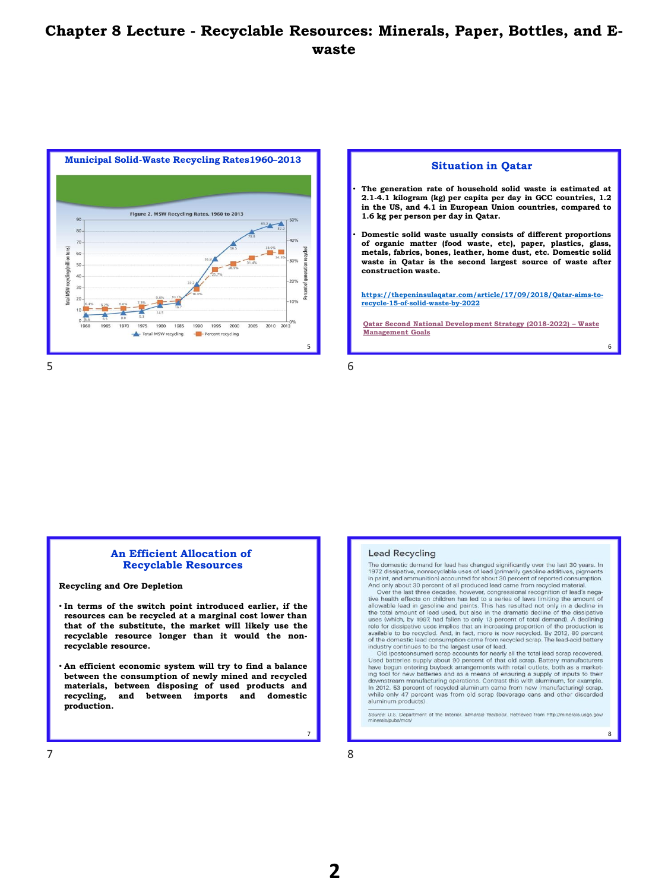# Chapter 8 Lecture - Recyclable Resources: Minerals, Paper, Bottles, and E-waste

## Municipal Solid-Waste Recycling Rates1960–2013

Figure 2. MSW Recycling Rates, 1960 to 2013

| Year | Total MSW recycling (million tons) | Percent recycling |
|---|---|---|
| 1960 | 5.6 | 6.4% |
| 1965 | 6.5 | 6.2% |
| 1970 | 8.0 | 6.6% |
| 1975 | 9.3 | 7.3% |
| 1980 | 14.5 | 9.6% |
| 1985 | 16.7 | 10.1% |
| 1990 | 33.2 | 16.0% |
| 1995 | 55.8 | 25.7% |
| 2000 | 69.5 | 28.5% |
| 2005 | 79.8 | 31.4% |
| 2010 | 85.2 | 34.0% |
| 2013 | 87.2 | 34.3% |

## Situation in Qatar

- The generation rate of household solid waste is estimated at 2.1-4.1 kilogram (kg) per capita per day in GCC countries, 1.2 in the US, and 4.1 in European Union countries, compared to 1.6 kg per person per day in Qatar.
- Domestic solid waste usually consists of different proportions of organic matter (food waste, etc), paper, plastics, glass, metals, fabrics, bones, leather, home dust, etc. Domestic solid waste in Qatar is the second largest source of waste after construction waste.

https://thepeninsulaqatar.com/article/17/09/2018/Qatar-aims-to-recycle-15-of-solid-waste-by-2022

Qatar Second National Development Strategy (2018-2022) – Waste Management Goals

## An Efficient Allocation of Recyclable Resources

**Recycling and Ore Depletion**

- In terms of the switch point introduced earlier, if the resources can be recycled at a marginal cost lower than that of the substitute, the market will likely use the recyclable resource longer than it would the non-recyclable resource.
- An efficient economic system will try to find a balance between the consumption of newly mined and recycled materials, between disposing of used products and recycling, and between imports and domestic production.

## Lead Recycling

The domestic demand for lead has changed significantly over the last 30 years. In 1972 dissipative, nonrecyclable uses of lead (primarily gasoline additives, pigments in paint, and ammunition) accounted for about 30 percent of reported consumption. And only about 30 percent of all produced lead came from recycled material.

Over the last three decades, however, congressional recognition of lead's negative health effects on children has led to a series of laws limiting the amount of allowable lead in gasoline and paints. This has resulted not only in a decline in the total amount of lead used, but also in the dramatic decline of the dissipative uses (which, by 1997, had fallen to only 13 percent of total demand). A declining role for dissipative uses implies that an increasing proportion of the production is available to be recycled. And, in fact, more is now recycled. By 2012, 80 percent of the domestic lead consumption came from recycled scrap. The lead-acid battery industry continues to be the largest user of lead.

Old (postconsumer) scrap accounts for nearly all the total lead scrap recovered. Used batteries supply about 90 percent of that old scrap. Battery manufacturers have begun entering buyback arrangements with retail outlets, both as a marketing tool for new batteries and as a means of ensuring a supply of inputs to their downstream manufacturing operations. Contrast this with aluminum, for example. In 2012, 53 percent of recycled aluminum came from new (manufacturing) scrap, while only 47 percent was from old scrap (beverage cans and other discarded aluminum products).

*Source:* U.S. Department of the Interior. *Minerals Yearbook*. Retrieved from http://minerals.usgs.gov/minerals/pubs/mcs/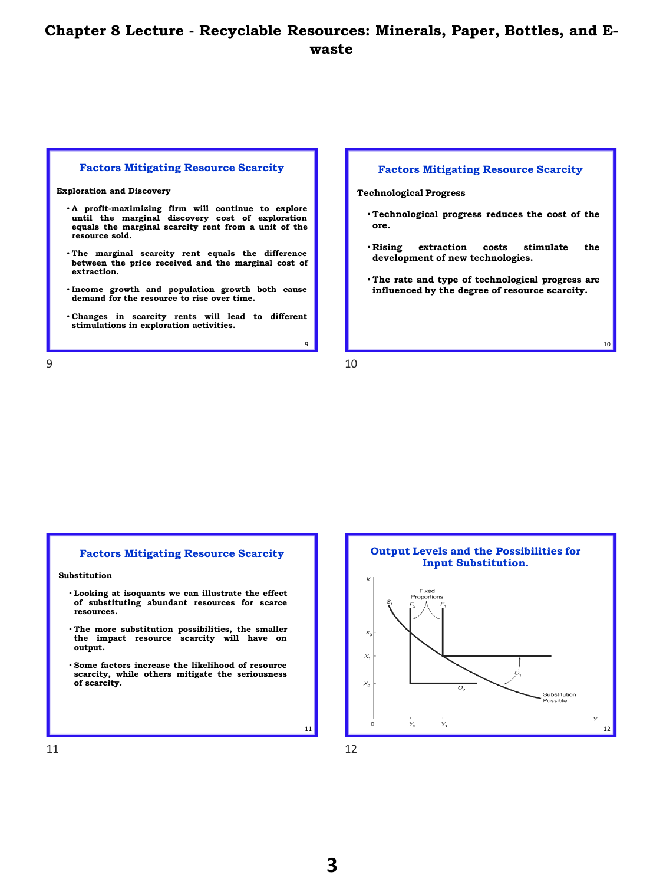# Chapter 8 Lecture - Recyclable Resources: Minerals, Paper, Bottles, and E-waste

## Factors Mitigating Resource Scarcity

**Exploration and Discovery**

- A profit-maximizing firm will continue to explore until the marginal discovery cost of exploration equals the marginal scarcity rent from a unit of the resource sold.
- The marginal scarcity rent equals the difference between the price received and the marginal cost of extraction.
- Income growth and population growth both cause demand for the resource to rise over time.
- Changes in scarcity rents will lead to different stimulations in exploration activities.

## Factors Mitigating Resource Scarcity

**Technological Progress**

- Technological progress reduces the cost of the ore.
- Rising extraction costs stimulate the development of new technologies.
- The rate and type of technological progress are influenced by the degree of resource scarcity.

## Factors Mitigating Resource Scarcity

**Substitution**

- Looking at isoquants we can illustrate the effect of substituting abundant resources for scarce resources.
- The more substitution possibilities, the smaller the impact resource scarcity will have on output.
- Some factors increase the likelihood of resource scarcity, while others mitigate the seriousness of scarcity.

## Output Levels and the Possibilities for Input Substitution.

X, Fixed Proportions, $S_1$, $F_2$, $F_1$, $X_3$, $X_1$, $X_2$, $O_1$, $O_2$, Substitution Possible, 0, $Y_2$, $Y_1$, Y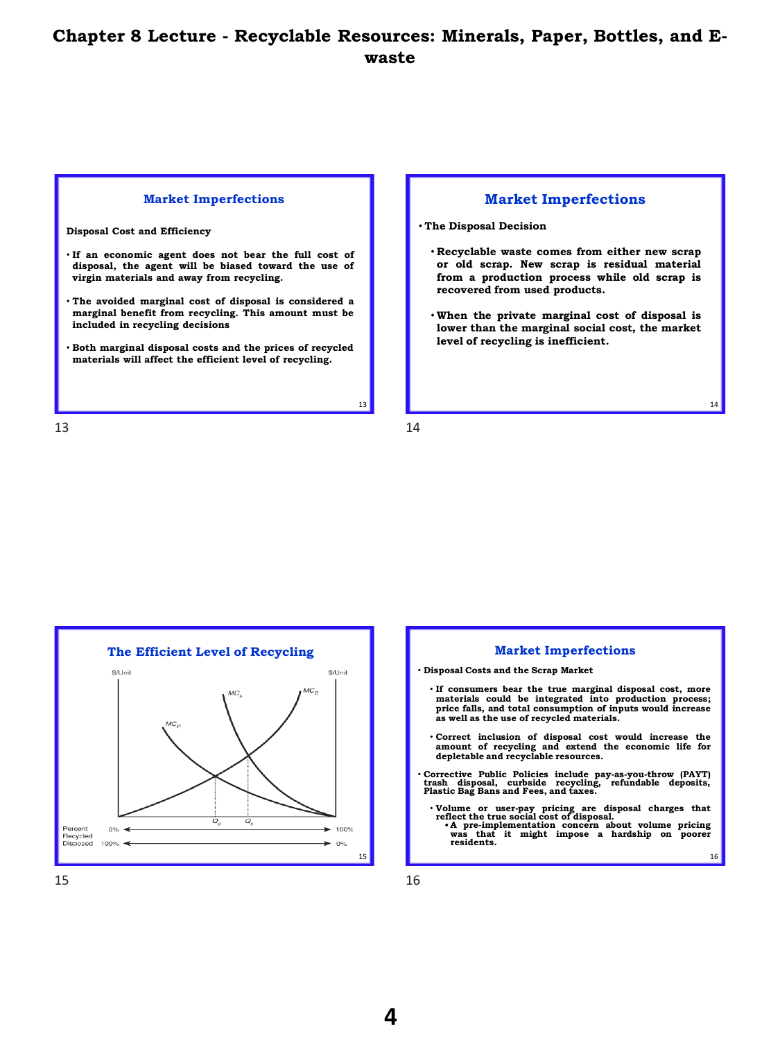# Chapter 8 Lecture - Recyclable Resources: Minerals, Paper, Bottles, and E-waste

## Market Imperfections

**Disposal Cost and Efficiency**

- If an economic agent does not bear the full cost of disposal, the agent will be biased toward the use of virgin materials and away from recycling.
- The avoided marginal cost of disposal is considered a marginal benefit from recycling. This amount must be included in recycling decisions
- Both marginal disposal costs and the prices of recycled materials will affect the efficient level of recycling.

## Market Imperfections

- The Disposal Decision
  - Recyclable waste comes from either new scrap or old scrap. New scrap is residual material from a production process while old scrap is recovered from used products.
  - When the private marginal cost of disposal is lower than the marginal social cost, the market level of recycling is inefficient.

## The Efficient Level of Recycling

$/Unit — $MC_S$, $MC_P$, $MC_R$ — $Q_P$, $Q_S$

Percent Recycled: 0% → 100%

Disposed: 100% → 0%

## Market Imperfections

- Disposal Costs and the Scrap Market
  - If consumers bear the true marginal disposal cost, more materials could be integrated into production process; price falls, and total consumption of inputs would increase as well as the use of recycled materials.
  - Correct inclusion of disposal cost would increase the amount of recycling and extend the economic life for depletable and recyclable resources.
- Corrective Public Policies include pay-as-you-throw (PAYT) trash disposal, curbside recycling, refundable deposits, Plastic Bag Bans and Fees, and taxes.
  - Volume or user-pay pricing are disposal charges that reflect the true social cost of disposal.
    - A pre-implementation concern about volume pricing was that it might impose a hardship on poorer residents.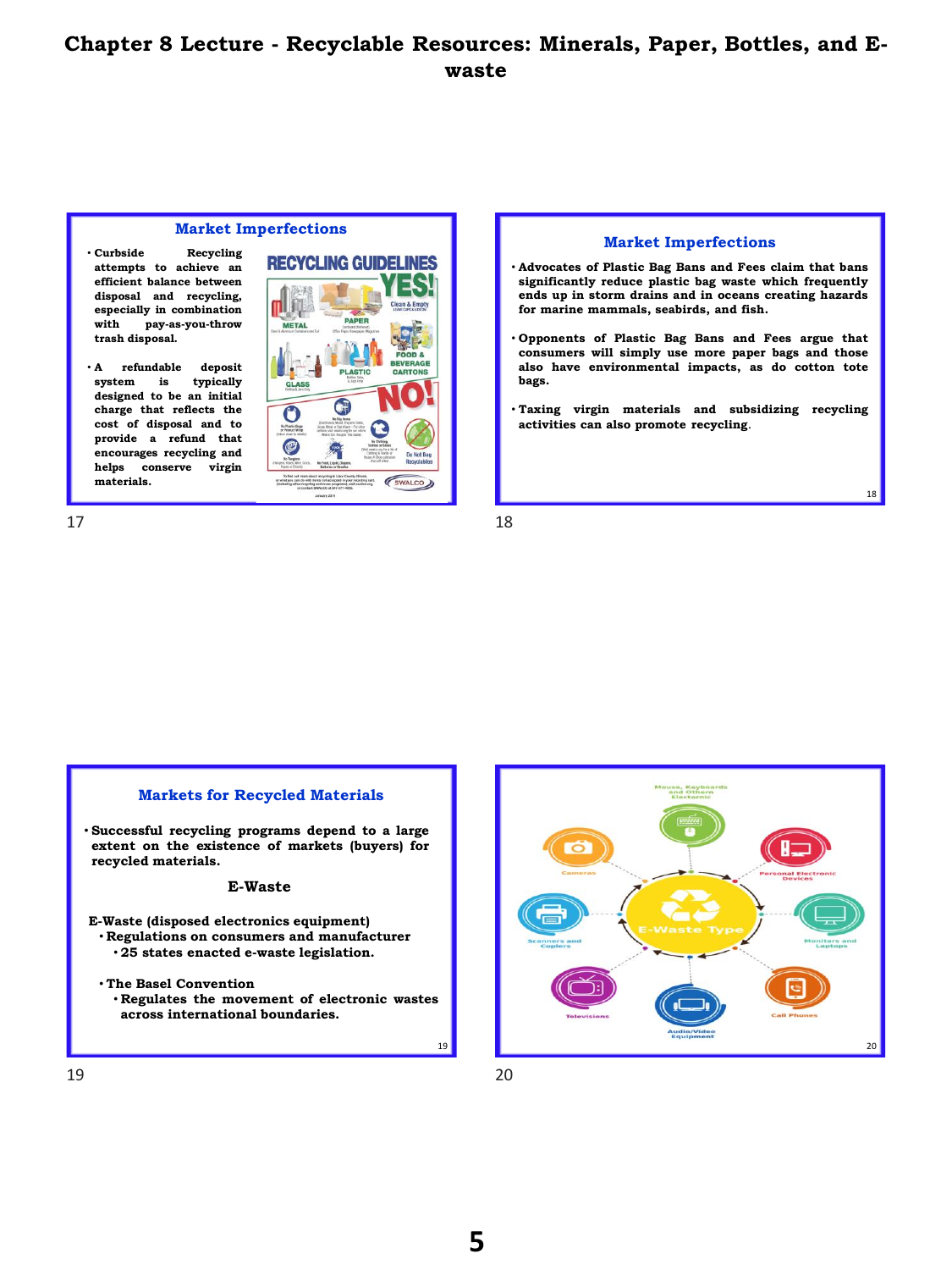# Chapter 8 Lecture - Recyclable Resources: Minerals, Paper, Bottles, and E-waste

## Market Imperfections

- **Curbside Recycling attempts to achieve an efficient balance between disposal and recycling, especially in combination with pay-as-you-throw trash disposal.**
- **A refundable deposit system is typically designed to be an initial charge that reflects the cost of disposal and to provide a refund that encourages recycling and helps conserve virgin materials.**

RECYCLING GUIDELINES

YES! Clean & Empty

METAL

PAPER

PLASTIC

FOOD & BEVERAGE CARTONS

GLASS

NO!

Do Not Bag Recyclables

SWALCO

17

## Market Imperfections

- **Advocates of Plastic Bag Bans and Fees claim that bans significantly reduce plastic bag waste which frequently ends up in storm drains and in oceans creating hazards for marine mammals, seabirds, and fish.**
- **Opponents of Plastic Bag Bans and Fees argue that consumers will simply use more paper bags and those also have environmental impacts, as do cotton tote bags.**
- **Taxing virgin materials and subsidizing recycling activities can also promote recycling.**

18

## Markets for Recycled Materials

- **Successful recycling programs depend to a large extent on the existence of markets (buyers) for recycled materials.**

### E-Waste

**E-Waste (disposed electronics equipment)**

- **Regulations on consumers and manufacturer**
  - **25 states enacted e-waste legislation.**
- **The Basel Convention**
  - **Regulates the movement of electronic wastes across international boundaries.**

19

E-Waste Type

Mouse, Keyboards and Others Electronic

Personal Electronic Devices

Monitors and Laptops

Call Phones

Audio/Video Equipment

Televisions

Scanners and Copiers

Cameras

20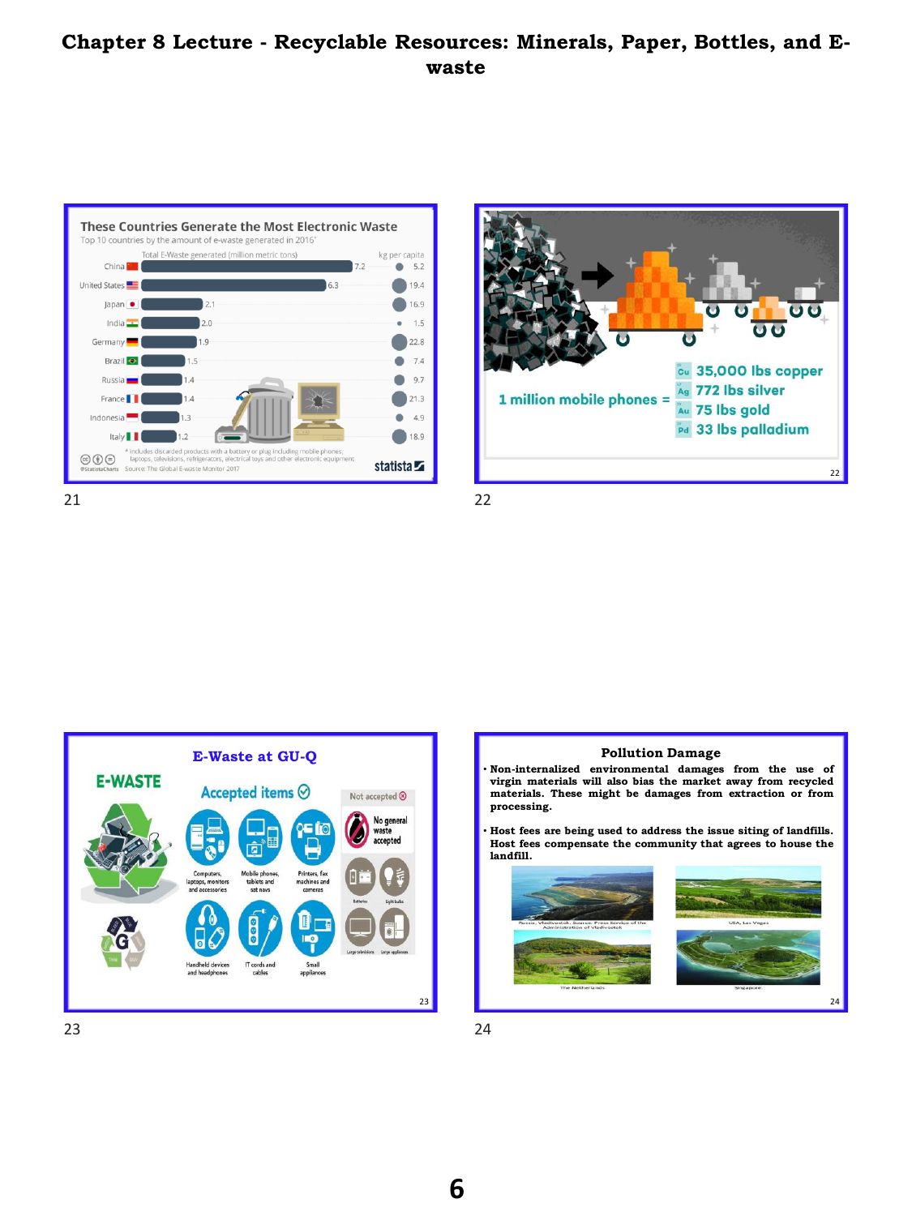# Chapter 8 Lecture - Recyclable Resources: Minerals, Paper, Bottles, and E-waste

**These Countries Generate the Most Electronic Waste**

Top 10 countries by the amount of e-waste generated in 2016*

Total E-Waste generated (million metric tons)

kg per capita

China 7.2 5.2

United States 6.3 19.4

Japan 2.1 16.9

India 2.0 1.5

Germany 1.9 22.8

Brazil 1.5 7.4

Russia 1.4 9.7

France 1.4 21.3

Indonesia 1.3 4.9

Italy 1.2 18.9

\* includes discarded products with a battery or plug including mobile phones, laptops, televisions, refrigerators, electrical toys and other electronic equipment

Source: The Global E-waste Monitor 2017

statista

21

1 million mobile phones = 35,000 lbs copper, 772 lbs silver, 75 lbs gold, 33 lbs palladium

22

## E-Waste at GU-Q

E-WASTE

Accepted items: Computers, laptops, monitors and accessories; Mobile phones, tablets and sat navs; Printers, fax machines and cameras; Handheld devices and headphones; IT cords and cables; Small appliances

Not accepted: No general waste accepted; Batteries; Light bulbs; Large televisions; Large appliances

23

## Pollution Damage

- Non-internalized environmental damages from the use of virgin materials will also bias the market away from recycled materials. These might be damages from extraction or from processing.
- Host fees are being used to address the issue siting of landfills. Host fees compensate the community that agrees to house the landfill.

Russia, Vladivostok. Source: Press Service of the Administration of Vladivostok

USA, Las Vegas

The Netherlands

Singapore

24